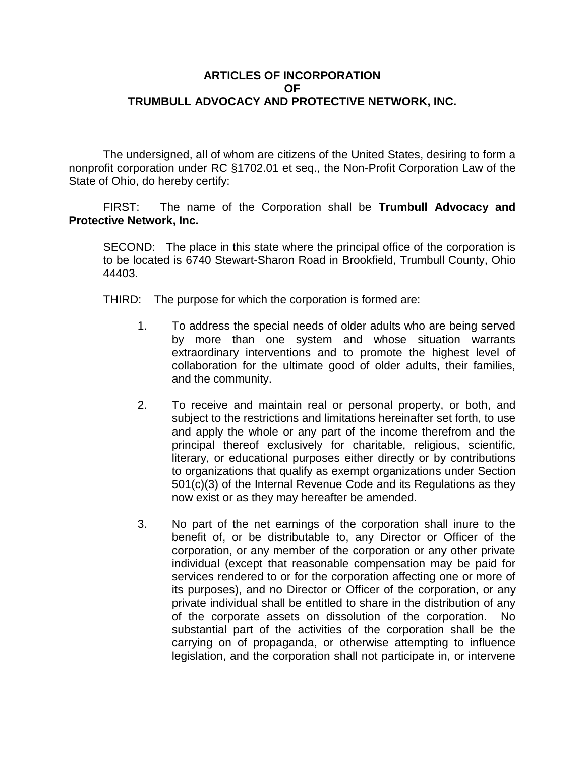# ARTICLES OF INCORPORATION
# OF
# TRUMBULL ADVOCACY AND PROTECTIVE NETWORK, INC.

The undersigned, all of whom are citizens of the United States, desiring to form a nonprofit corporation under RC §1702.01 et seq., the Non-Profit Corporation Law of the State of Ohio, do hereby certify:

FIRST: The name of the Corporation shall be **Trumbull Advocacy and Protective Network, Inc.**

SECOND: The place in this state where the principal office of the corporation is to be located is 6740 Stewart-Sharon Road in Brookfield, Trumbull County, Ohio 44403.

THIRD: The purpose for which the corporation is formed are:

1. To address the special needs of older adults who are being served by more than one system and whose situation warrants extraordinary interventions and to promote the highest level of collaboration for the ultimate good of older adults, their families, and the community.

2. To receive and maintain real or personal property, or both, and subject to the restrictions and limitations hereinafter set forth, to use and apply the whole or any part of the income therefrom and the principal thereof exclusively for charitable, religious, scientific, literary, or educational purposes either directly or by contributions to organizations that qualify as exempt organizations under Section 501(c)(3) of the Internal Revenue Code and its Regulations as they now exist or as they may hereafter be amended.

3. No part of the net earnings of the corporation shall inure to the benefit of, or be distributable to, any Director or Officer of the corporation, or any member of the corporation or any other private individual (except that reasonable compensation may be paid for services rendered to or for the corporation affecting one or more of its purposes), and no Director or Officer of the corporation, or any private individual shall be entitled to share in the distribution of any of the corporate assets on dissolution of the corporation. No substantial part of the activities of the corporation shall be the carrying on of propaganda, or otherwise attempting to influence legislation, and the corporation shall not participate in, or intervene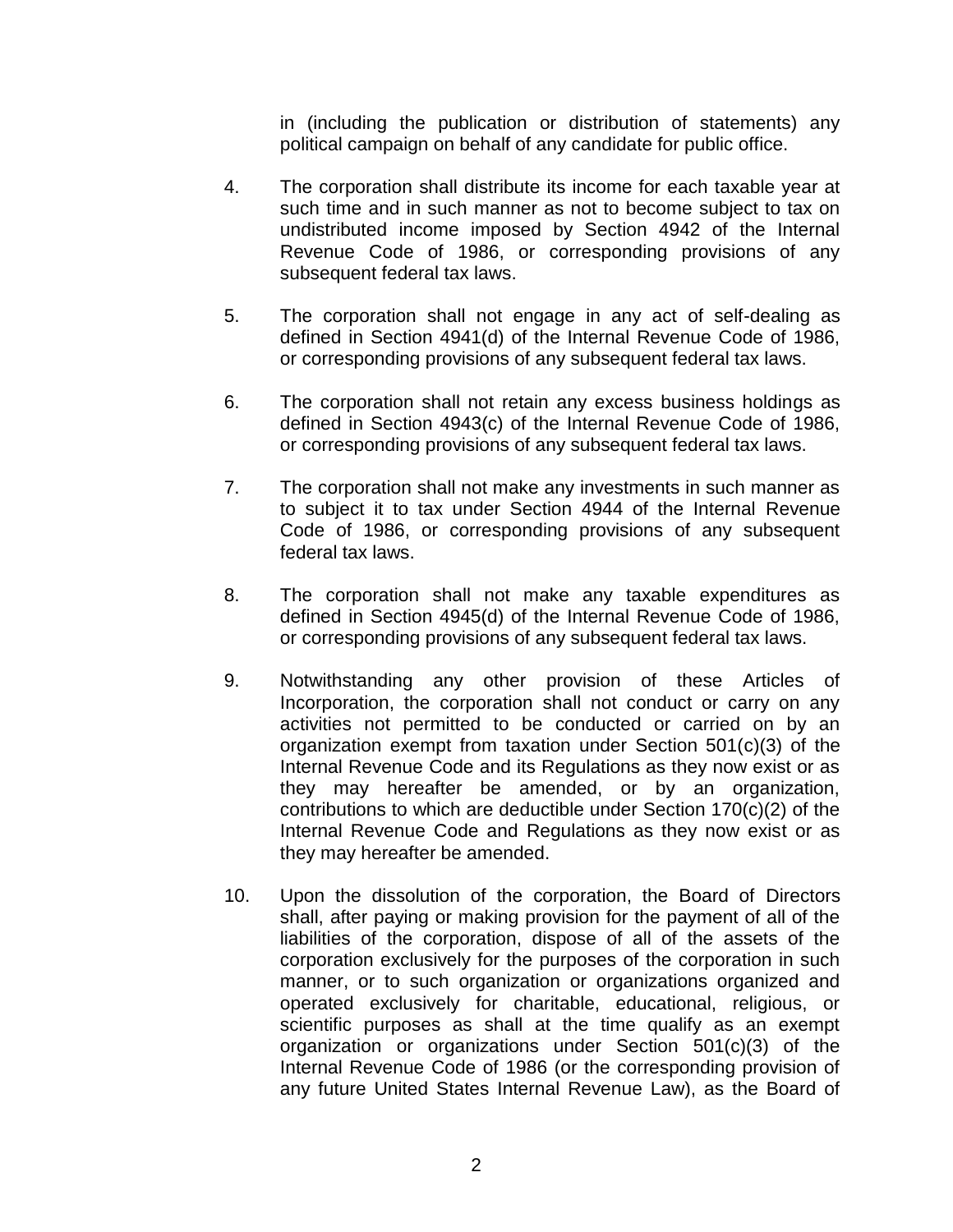in (including the publication or distribution of statements) any political campaign on behalf of any candidate for public office.

4. The corporation shall distribute its income for each taxable year at such time and in such manner as not to become subject to tax on undistributed income imposed by Section 4942 of the Internal Revenue Code of 1986, or corresponding provisions of any subsequent federal tax laws.

5. The corporation shall not engage in any act of self-dealing as defined in Section 4941(d) of the Internal Revenue Code of 1986, or corresponding provisions of any subsequent federal tax laws.

6. The corporation shall not retain any excess business holdings as defined in Section 4943(c) of the Internal Revenue Code of 1986, or corresponding provisions of any subsequent federal tax laws.

7. The corporation shall not make any investments in such manner as to subject it to tax under Section 4944 of the Internal Revenue Code of 1986, or corresponding provisions of any subsequent federal tax laws.

8. The corporation shall not make any taxable expenditures as defined in Section 4945(d) of the Internal Revenue Code of 1986, or corresponding provisions of any subsequent federal tax laws.

9. Notwithstanding any other provision of these Articles of Incorporation, the corporation shall not conduct or carry on any activities not permitted to be conducted or carried on by an organization exempt from taxation under Section 501(c)(3) of the Internal Revenue Code and its Regulations as they now exist or as they may hereafter be amended, or by an organization, contributions to which are deductible under Section 170(c)(2) of the Internal Revenue Code and Regulations as they now exist or as they may hereafter be amended.

10. Upon the dissolution of the corporation, the Board of Directors shall, after paying or making provision for the payment of all of the liabilities of the corporation, dispose of all of the assets of the corporation exclusively for the purposes of the corporation in such manner, or to such organization or organizations organized and operated exclusively for charitable, educational, religious, or scientific purposes as shall at the time qualify as an exempt organization or organizations under Section 501(c)(3) of the Internal Revenue Code of 1986 (or the corresponding provision of any future United States Internal Revenue Law), as the Board of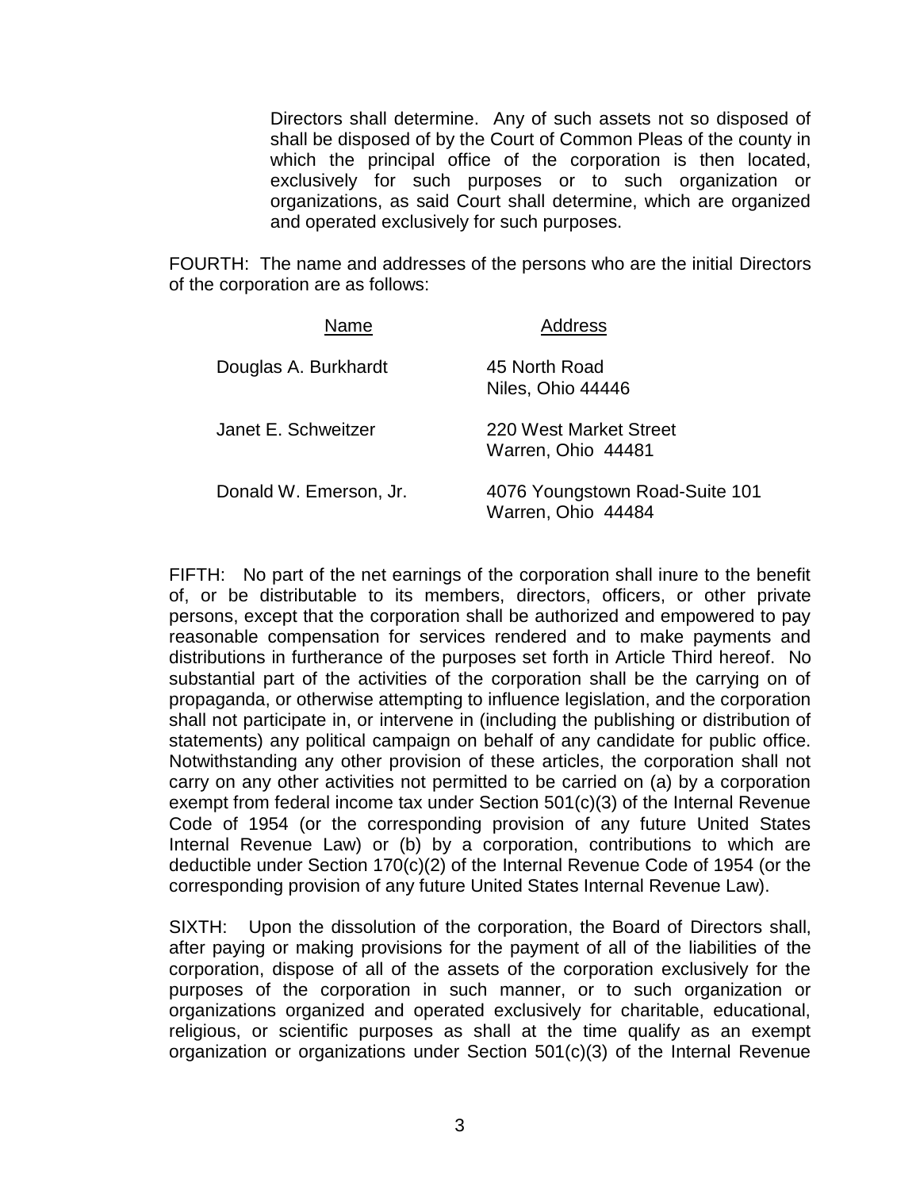Directors shall determine. Any of such assets not so disposed of shall be disposed of by the Court of Common Pleas of the county in which the principal office of the corporation is then located, exclusively for such purposes or to such organization or organizations, as said Court shall determine, which are organized and operated exclusively for such purposes.

FOURTH: The name and addresses of the persons who are the initial Directors of the corporation are as follows:

| Name | Address |
|---|---|
| Douglas A. Burkhardt | 45 North Road<br>Niles, Ohio 44446 |
| Janet E. Schweitzer | 220 West Market Street<br>Warren, Ohio 44481 |
| Donald W. Emerson, Jr. | 4076 Youngstown Road-Suite 101<br>Warren, Ohio 44484 |

FIFTH: No part of the net earnings of the corporation shall inure to the benefit of, or be distributable to its members, directors, officers, or other private persons, except that the corporation shall be authorized and empowered to pay reasonable compensation for services rendered and to make payments and distributions in furtherance of the purposes set forth in Article Third hereof. No substantial part of the activities of the corporation shall be the carrying on of propaganda, or otherwise attempting to influence legislation, and the corporation shall not participate in, or intervene in (including the publishing or distribution of statements) any political campaign on behalf of any candidate for public office. Notwithstanding any other provision of these articles, the corporation shall not carry on any other activities not permitted to be carried on (a) by a corporation exempt from federal income tax under Section 501(c)(3) of the Internal Revenue Code of 1954 (or the corresponding provision of any future United States Internal Revenue Law) or (b) by a corporation, contributions to which are deductible under Section 170(c)(2) of the Internal Revenue Code of 1954 (or the corresponding provision of any future United States Internal Revenue Law).

SIXTH: Upon the dissolution of the corporation, the Board of Directors shall, after paying or making provisions for the payment of all of the liabilities of the corporation, dispose of all of the assets of the corporation exclusively for the purposes of the corporation in such manner, or to such organization or organizations organized and operated exclusively for charitable, educational, religious, or scientific purposes as shall at the time qualify as an exempt organization or organizations under Section 501(c)(3) of the Internal Revenue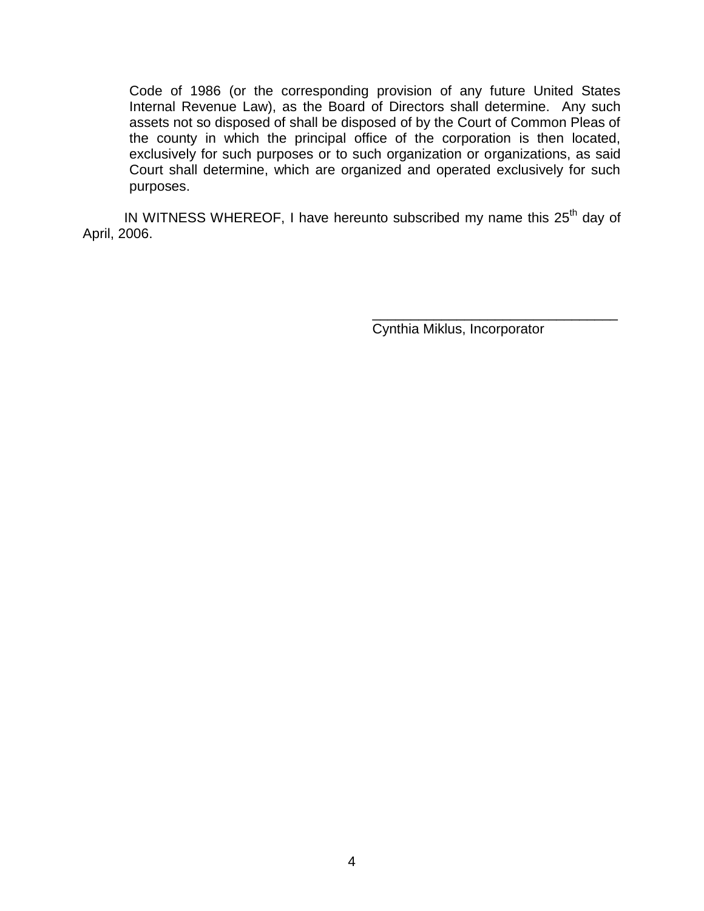Code of 1986 (or the corresponding provision of any future United States Internal Revenue Law), as the Board of Directors shall determine. Any such assets not so disposed of shall be disposed of by the Court of Common Pleas of the county in which the principal office of the corporation is then located, exclusively for such purposes or to such organization or organizations, as said Court shall determine, which are organized and operated exclusively for such purposes.

IN WITNESS WHEREOF, I have hereunto subscribed my name this 25th day of April, 2006.

_______________________________

Cynthia Miklus, Incorporator